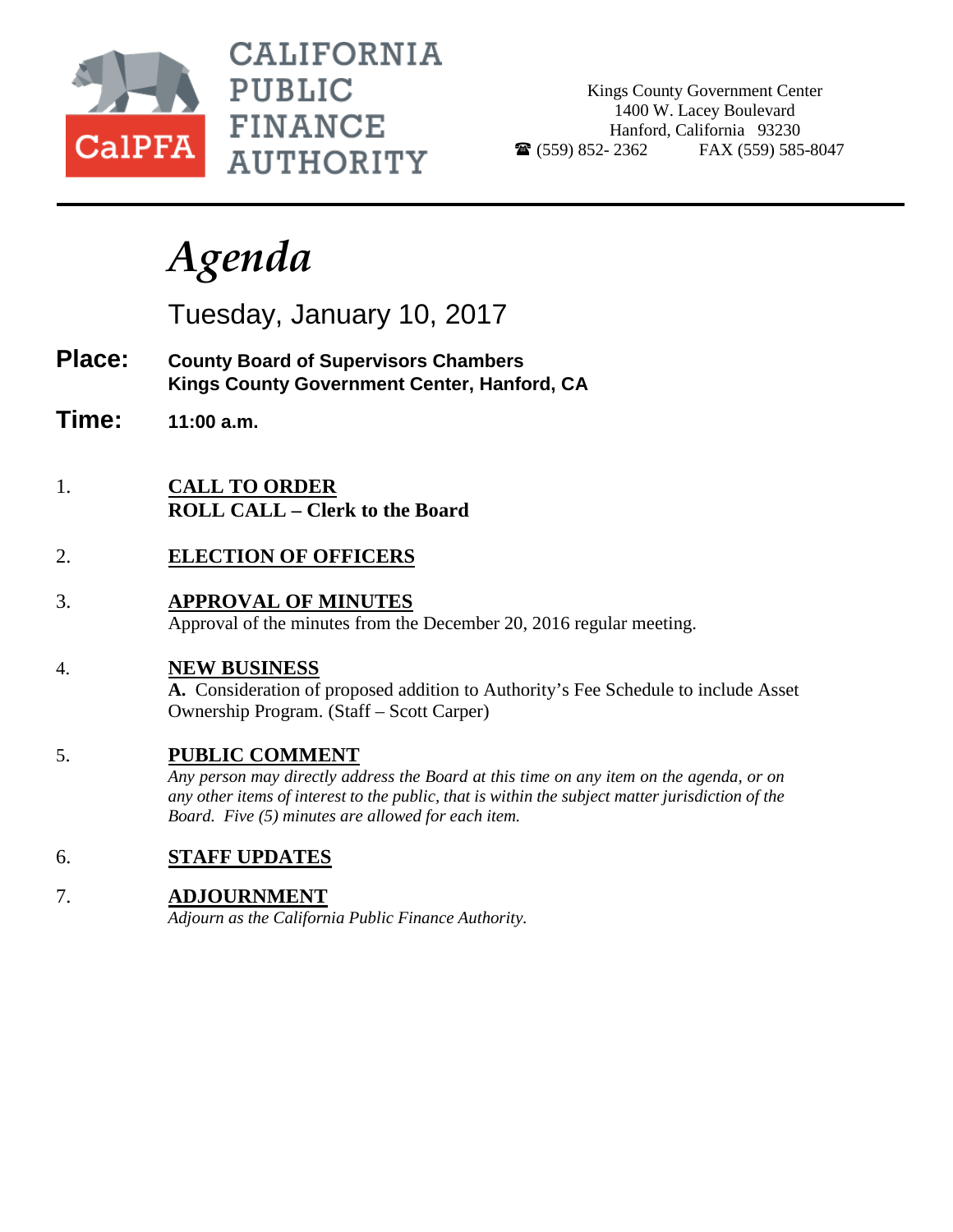**CALIFORNIA PUBLIC FINANCE AUTHORITY**

CalPFA

Kings County Government Center
1400 W. Lacey Boulevard
Hanford, California 93230
☎ (559) 852- 2362 FAX (559) 585-8047

# *Agenda*

Tuesday, January 10, 2017

**Place:** **County Board of Supervisors Chambers**
**Kings County Government Center, Hanford, CA**

**Time:** **11:00 a.m.**

1. **CALL TO ORDER**
   **ROLL CALL – Clerk to the Board**

2. **ELECTION OF OFFICERS**

3. **APPROVAL OF MINUTES**
   Approval of the minutes from the December 20, 2016 regular meeting.

4. **NEW BUSINESS**
   **A.** Consideration of proposed addition to Authority's Fee Schedule to include Asset Ownership Program. (Staff – Scott Carper)

5. **PUBLIC COMMENT**
   *Any person may directly address the Board at this time on any item on the agenda, or on any other items of interest to the public, that is within the subject matter jurisdiction of the Board. Five (5) minutes are allowed for each item.*

6. **STAFF UPDATES**

7. **ADJOURNMENT**
   *Adjourn as the California Public Finance Authority.*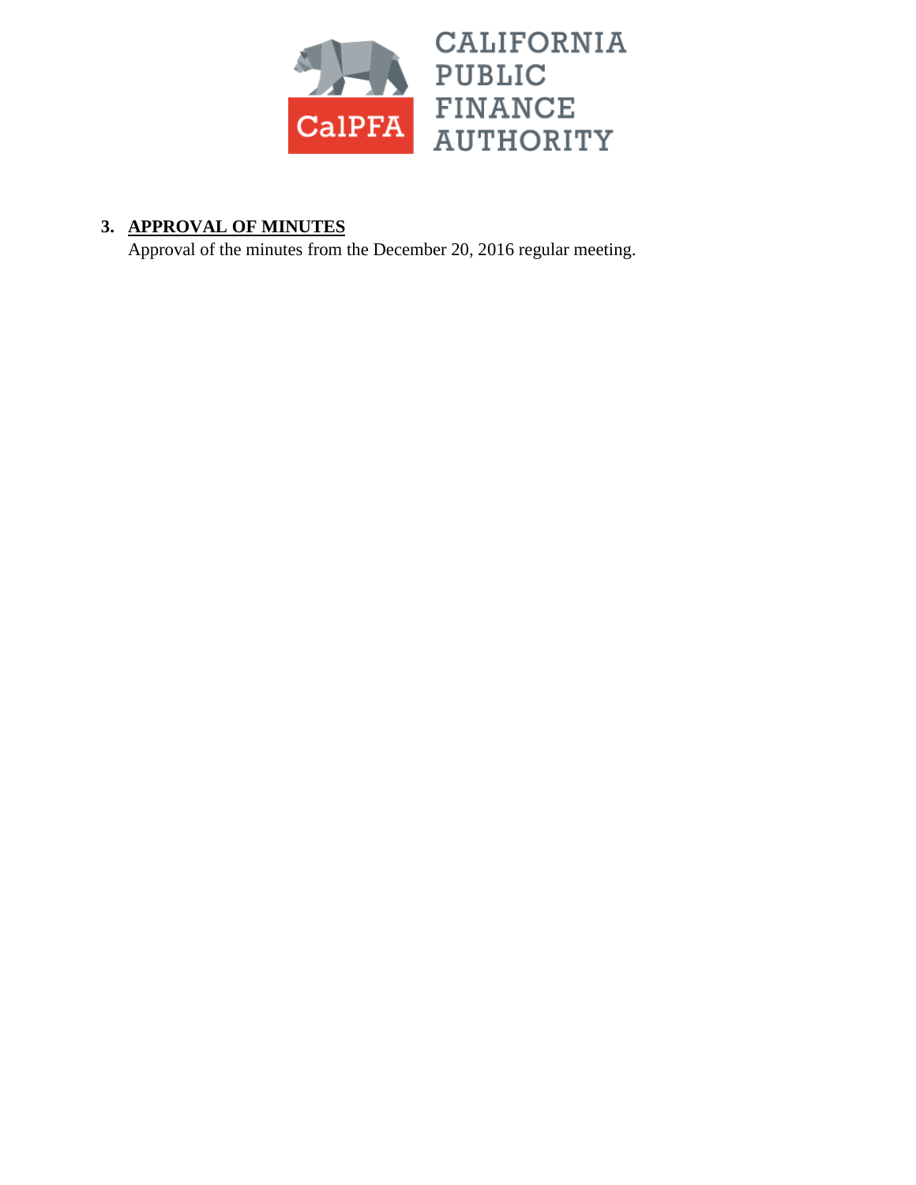CALIFORNIA PUBLIC FINANCE AUTHORITY

**3. <u>APPROVAL OF MINUTES</u>**

Approval of the minutes from the December 20, 2016 regular meeting.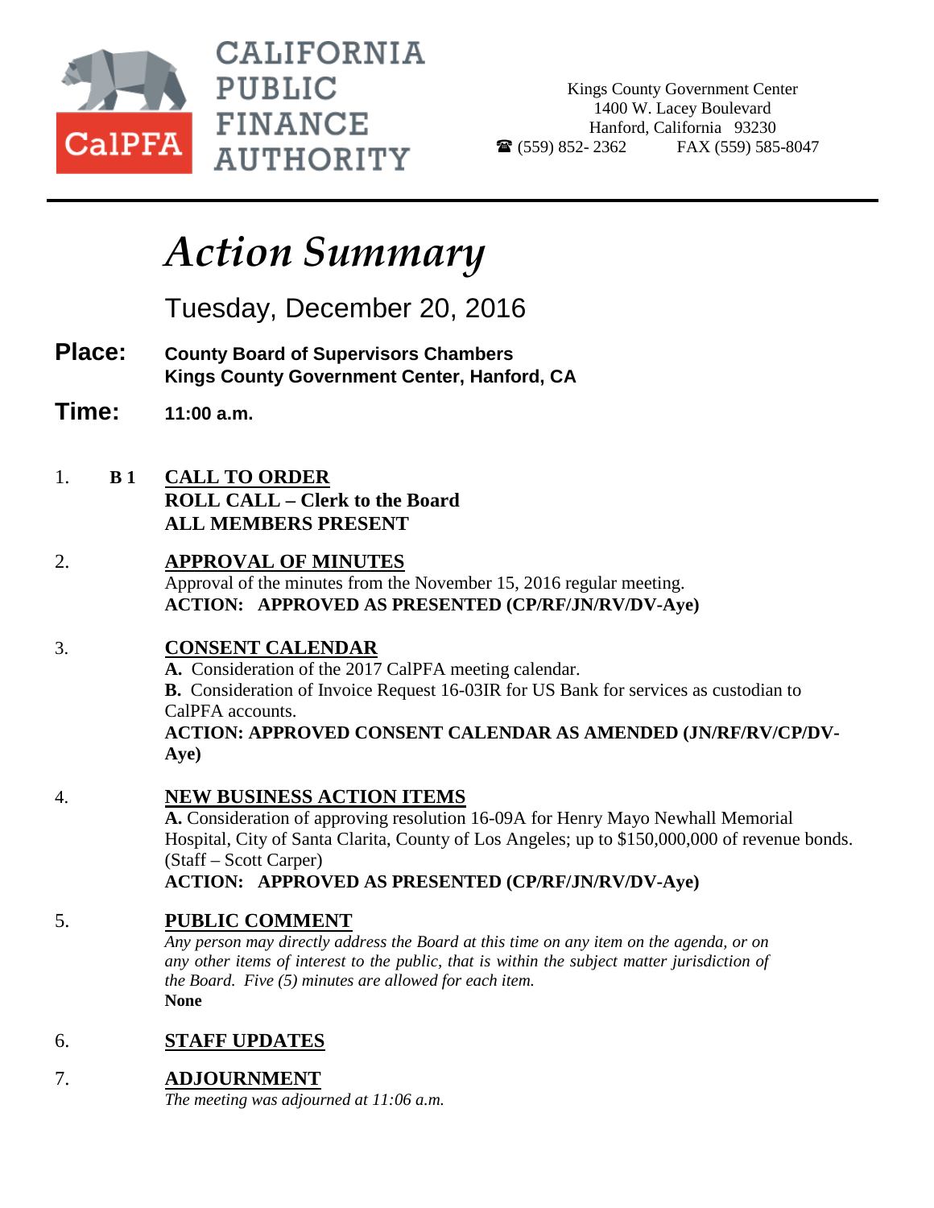CALIFORNIA PUBLIC FINANCE AUTHORITY

Kings County Government Center
1400 W. Lacey Boulevard
Hanford, California 93230
☎ (559) 852- 2362 FAX (559) 585-8047

# *Action Summary*

Tuesday, December 20, 2016

**Place:** **County Board of Supervisors Chambers**
**Kings County Government Center, Hanford, CA**

**Time:** **11:00 a.m.**

1. **B 1** **CALL TO ORDER**
   **ROLL CALL – Clerk to the Board**
   **ALL MEMBERS PRESENT**

2. **APPROVAL OF MINUTES**
   Approval of the minutes from the November 15, 2016 regular meeting.
   **ACTION: APPROVED AS PRESENTED (CP/RF/JN/RV/DV-Aye)**

3. **CONSENT CALENDAR**
   **A.** Consideration of the 2017 CalPFA meeting calendar.
   **B.** Consideration of Invoice Request 16-03IR for US Bank for services as custodian to CalPFA accounts.
   **ACTION: APPROVED CONSENT CALENDAR AS AMENDED (JN/RF/RV/CP/DV-Aye)**

4. **NEW BUSINESS ACTION ITEMS**
   **A.** Consideration of approving resolution 16-09A for Henry Mayo Newhall Memorial Hospital, City of Santa Clarita, County of Los Angeles; up to $150,000,000 of revenue bonds. (Staff – Scott Carper)
   **ACTION: APPROVED AS PRESENTED (CP/RF/JN/RV/DV-Aye)**

5. **PUBLIC COMMENT**
   *Any person may directly address the Board at this time on any item on the agenda, or on any other items of interest to the public, that is within the subject matter jurisdiction of the Board. Five (5) minutes are allowed for each item.*
   **None**

6. **STAFF UPDATES**

7. **ADJOURNMENT**
   *The meeting was adjourned at 11:06 a.m.*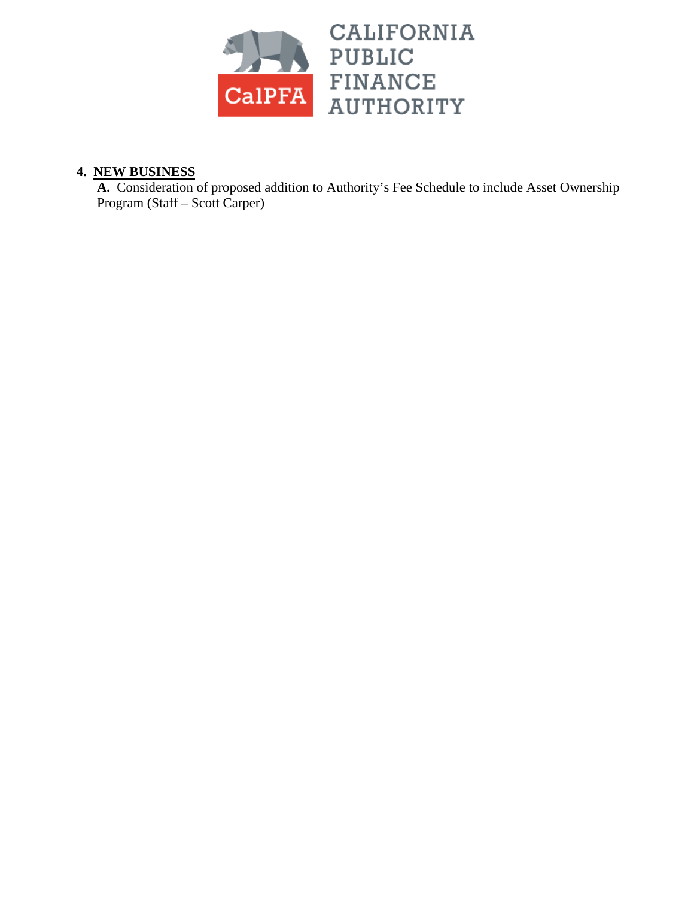CALIFORNIA PUBLIC FINANCE AUTHORITY

**4. NEW BUSINESS**

**A.** Consideration of proposed addition to Authority's Fee Schedule to include Asset Ownership Program (Staff – Scott Carper)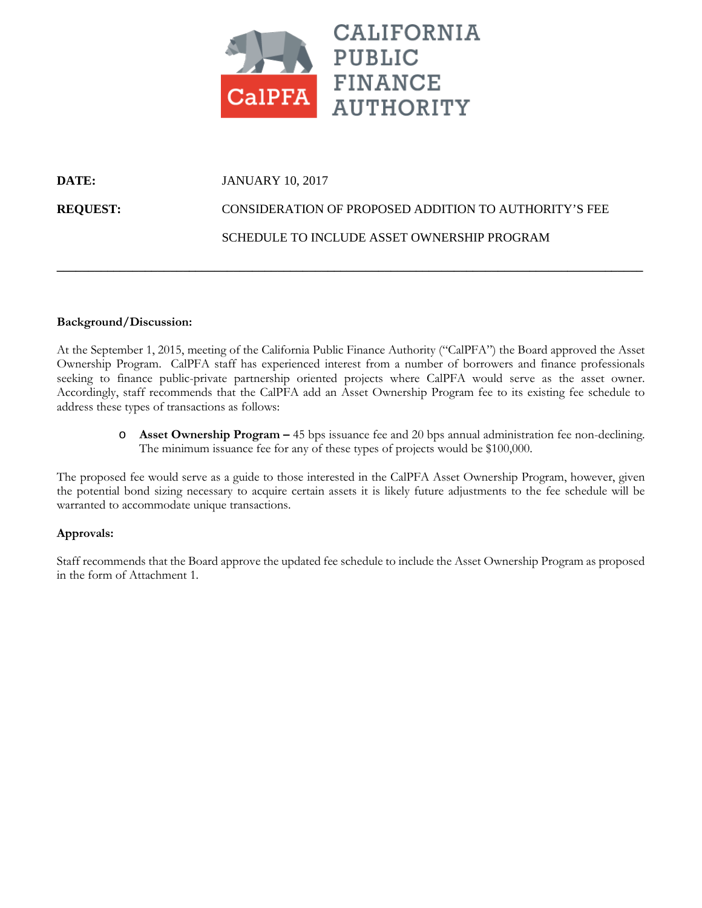CALIFORNIA PUBLIC FINANCE AUTHORITY

CalPFA

**DATE:** JANUARY 10, 2017

**REQUEST:** CONSIDERATION OF PROPOSED ADDITION TO AUTHORITY'S FEE SCHEDULE TO INCLUDE ASSET OWNERSHIP PROGRAM

---

**Background/Discussion:**

At the September 1, 2015, meeting of the California Public Finance Authority ("CalPFA") the Board approved the Asset Ownership Program. CalPFA staff has experienced interest from a number of borrowers and finance professionals seeking to finance public-private partnership oriented projects where CalPFA would serve as the asset owner. Accordingly, staff recommends that the CalPFA add an Asset Ownership Program fee to its existing fee schedule to address these types of transactions as follows:

- **Asset Ownership Program –** 45 bps issuance fee and 20 bps annual administration fee non-declining. The minimum issuance fee for any of these types of projects would be $100,000.

The proposed fee would serve as a guide to those interested in the CalPFA Asset Ownership Program, however, given the potential bond sizing necessary to acquire certain assets it is likely future adjustments to the fee schedule will be warranted to accommodate unique transactions.

**Approvals:**

Staff recommends that the Board approve the updated fee schedule to include the Asset Ownership Program as proposed in the form of Attachment 1.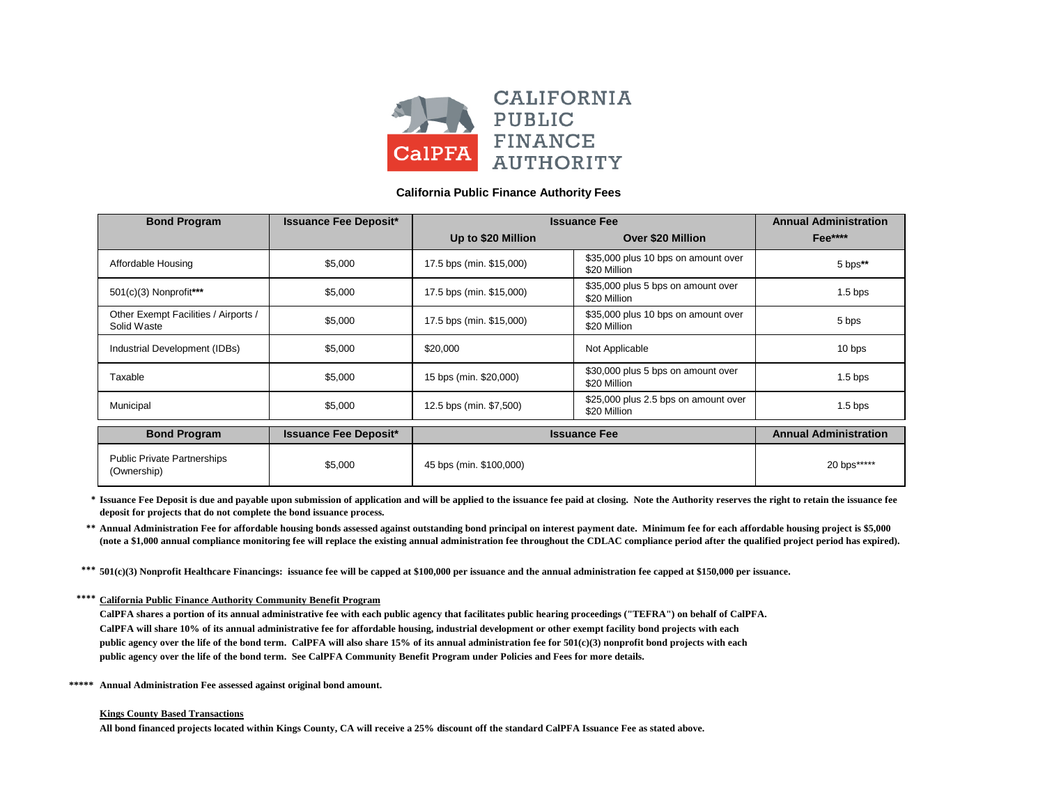CALIFORNIA PUBLIC FINANCE AUTHORITY

CalPFA

### California Public Finance Authority Fees

| Bond Program | Issuance Fee Deposit* | Issuance Fee | | Annual Administration Fee**** |
|---|---|---|---|---|
| | | Up to $20 Million | Over $20 Million | |
| Affordable Housing | $5,000 | 17.5 bps (min. $15,000) | $35,000 plus 10 bps on amount over $20 Million | 5 bps** |
| 501(c)(3) Nonprofit*** | $5,000 | 17.5 bps (min. $15,000) | $35,000 plus 5 bps on amount over $20 Million | 1.5 bps |
| Other Exempt Facilities / Airports / Solid Waste | $5,000 | 17.5 bps (min. $15,000) | $35,000 plus 10 bps on amount over $20 Million | 5 bps |
| Industrial Development (IDBs) | $5,000 | $20,000 | Not Applicable | 10 bps |
| Taxable | $5,000 | 15 bps (min. $20,000) | $30,000 plus 5 bps on amount over $20 Million | 1.5 bps |
| Municipal | $5,000 | 12.5 bps (min. $7,500) | $25,000 plus 2.5 bps on amount over $20 Million | 1.5 bps |

| Bond Program | Issuance Fee Deposit* | Issuance Fee | Annual Administration |
|---|---|---|---|
| Public Private Partnerships (Ownership) | $5,000 | 45 bps (min. $100,000) | 20 bps***** |

\* **Issuance Fee Deposit is due and payable upon submission of application and will be applied to the issuance fee paid at closing. Note the Authority reserves the right to retain the issuance fee deposit for projects that do not complete the bond issuance process.**

\*\* **Annual Administration Fee for affordable housing bonds assessed against outstanding bond principal on interest payment date. Minimum fee for each affordable housing project is $5,000 (note a $1,000 annual compliance monitoring fee will replace the existing annual administration fee throughout the CDLAC compliance period after the qualified project period has expired).**

\*\*\* **501(c)(3) Nonprofit Healthcare Financings: issuance fee will be capped at $100,000 per issuance and the annual administration fee capped at $150,000 per issuance.**

\*\*\*\* **California Public Finance Authority Community Benefit Program**

**CalPFA shares a portion of its annual administrative fee with each public agency that facilitates public hearing proceedings ("TEFRA") on behalf of CalPFA. CalPFA will share 10% of its annual administrative fee for affordable housing, industrial development or other exempt facility bond projects with each public agency over the life of the bond term. CalPFA will also share 15% of its annual administration fee for 501(c)(3) nonprofit bond projects with each public agency over the life of the bond term. See CalPFA Community Benefit Program under Policies and Fees for more details.**

\*\*\*\*\* **Annual Administration Fee assessed against original bond amount.**

**Kings County Based Transactions**

**All bond financed projects located within Kings County, CA will receive a 25% discount off the standard CalPFA Issuance Fee as stated above.**